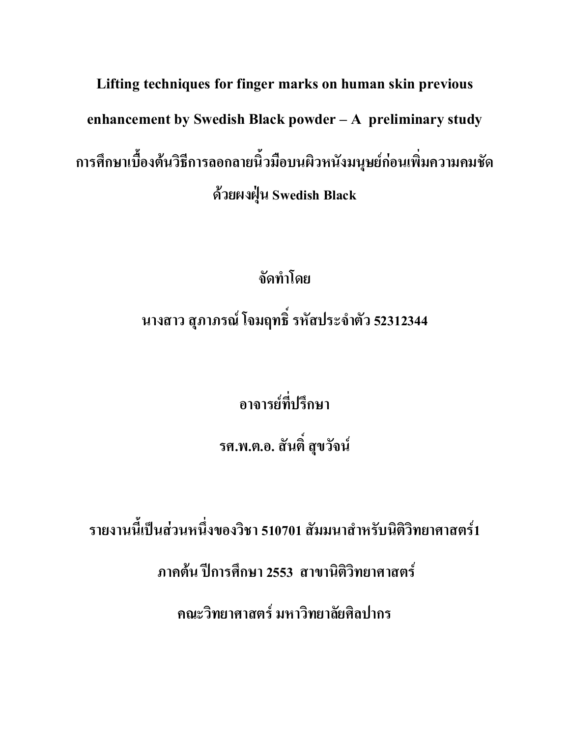# Lifting techniques for finger marks on human skin previous enhancement by Swedish Black powder – A preliminary study

# การศึกษาเบื้องต้นวิธีการลอกลายนิ้วมือบนผิวหนังมนุษย์ก่อนเพิ่มความคมชัดด้วยผงฝุ่น Swedish Black

**จัดทำโดย**

**นางสาว สุภาภรณ์ โจมฤทธิ์ รหัสประจำตัว 52312344**

**อาจารย์ที่ปรึกษา**

**รศ.พ.ต.อ. สันติ์ สุขวัจน์**

**รายงานนี้เป็นส่วนหนึ่งของวิชา 510701 สัมมนาสำหรับนิติวิทยาศาสตร์1**

**ภาคต้น ปีการศึกษา 2553 สาขานิติวิทยาศาสตร์**

**คณะวิทยาศาสตร์ มหาวิทยาลัยศิลปากร**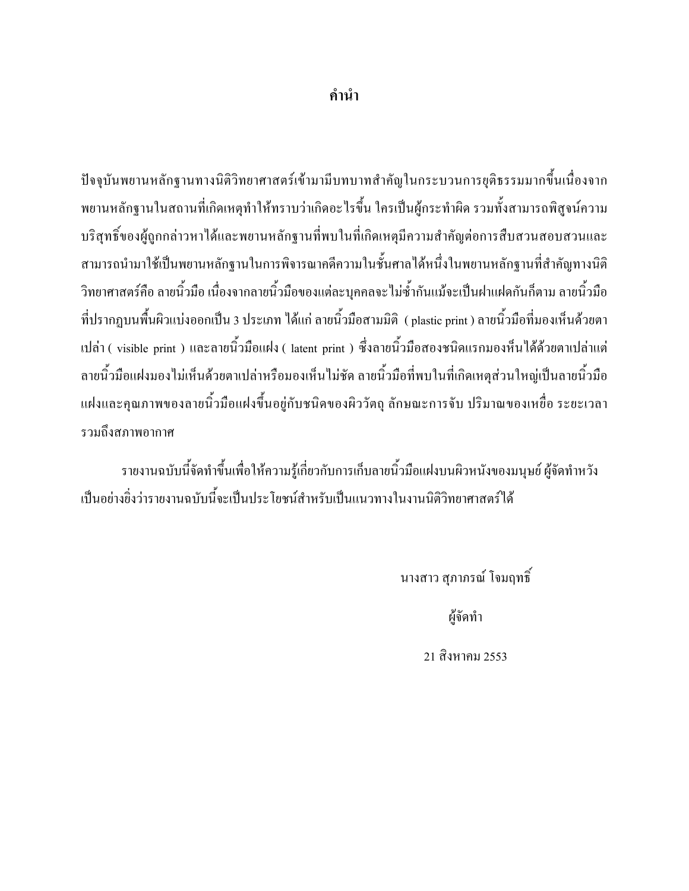# คำนำ

ปัจจุบันพยานหลักฐานทางนิติวิทยาศาสตร์เข้ามามีบทบาทสำคัญในกระบวนการยุติธรรมมากขึ้นเนื่องจากพยานหลักฐานในสถานที่เกิดเหตุทำให้ทราบว่าเกิดอะไรขึ้น ใครเป็นผู้กระทำผิด รวมทั้งสามารถพิสูจน์ความบริสุทธิ์ของผู้ถูกกล่าวหาได้และพยานหลักฐานที่พบในที่เกิดเหตุมีความสำคัญต่อการสืบสวนสอบสวนและสามารถนำมาใช้เป็นพยานหลักฐานในการพิจารณาคดีความในชั้นศาลได้หนึ่งในพยานหลักฐานที่สำคัญทางนิติวิทยาศาสตร์คือ ลายนิ้วมือ เนื่องจากลายนิ้วมือของแต่ละบุคคลจะไม่ซ้ำกันแม้จะเป็นฝาแฝดกันก็ตาม ลายนิ้วมือที่ปรากฏบนพื้นผิวแบ่งออกเป็น 3 ประเภท ได้แก่ ลายนิ้วมือสามมิติ ( plastic print ) ลายนิ้วมือที่มองเห็นด้วยตาเปล่า ( visible print ) และลายนิ้วมือแฝง ( latent print ) ซึ่งลายนิ้วมือสองชนิดแรกมองหึนได้ด้วยตาเปล่าแต่ลายนิ้วมือแฝงมองไม่เห็นด้วยตาเปล่าหรือมองเห็นไม่ชัด ลายนิ้วมือที่พบในที่เกิดเหตุส่วนใหญ่เป็นลายนิ้วมือแฝงและคุณภาพของลายนิ้วมือแฝงขึ้นอยู่กับชนิดของผิววัตถุ ลักษณะการจับ ปริมาณของเหยื่อ ระยะเวลา รวมถึงสภาพอากาศ

รายงานฉบับนี้จัดทำขึ้นเพื่อให้ความรู้เกี่ยวกับการเก็บลายนิ้วมือแฝงบนผิวหนังของมนุษย์ ผู้จัดทำหวังเป็นอย่างยิ่งว่ารายงานฉบับนี้จะเป็นประโยชน์สำหรับเป็นแนวทางในงานนิติวิทยาศาสตร์ได้

นางสาว สุภาภรณ์ โจมฤทธิ์

ผู้จัดทำ

21 สิงหาคม 2553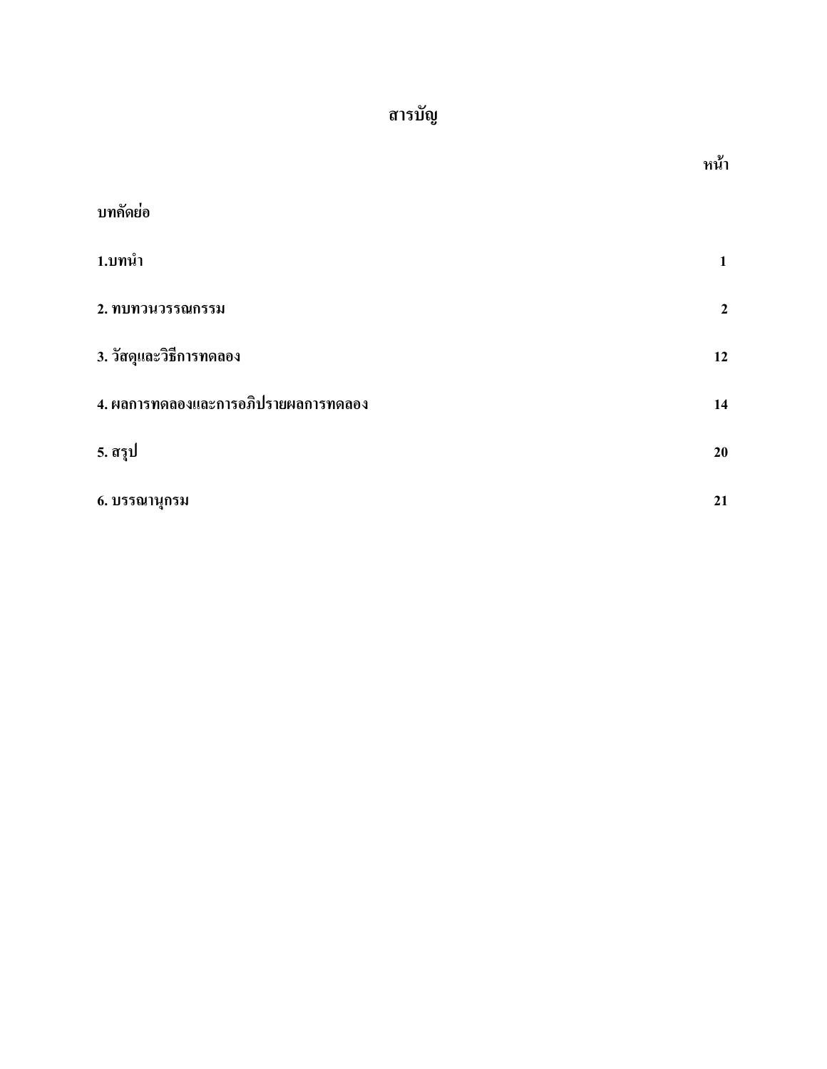# สารบัญ

| | หน้า |
|---|---|
| **บทคัดย่อ** | |
| **1.บทนำ** | **1** |
| **2. ทบทวนวรรณกรรม** | **2** |
| **3. วัสดุและวิธีการทดลอง** | **12** |
| **4. ผลการทดลองและการอภิปรายผลการทดลอง** | **14** |
| **5. สรุป** | **20** |
| **6. บรรณานุกรม** | **21** |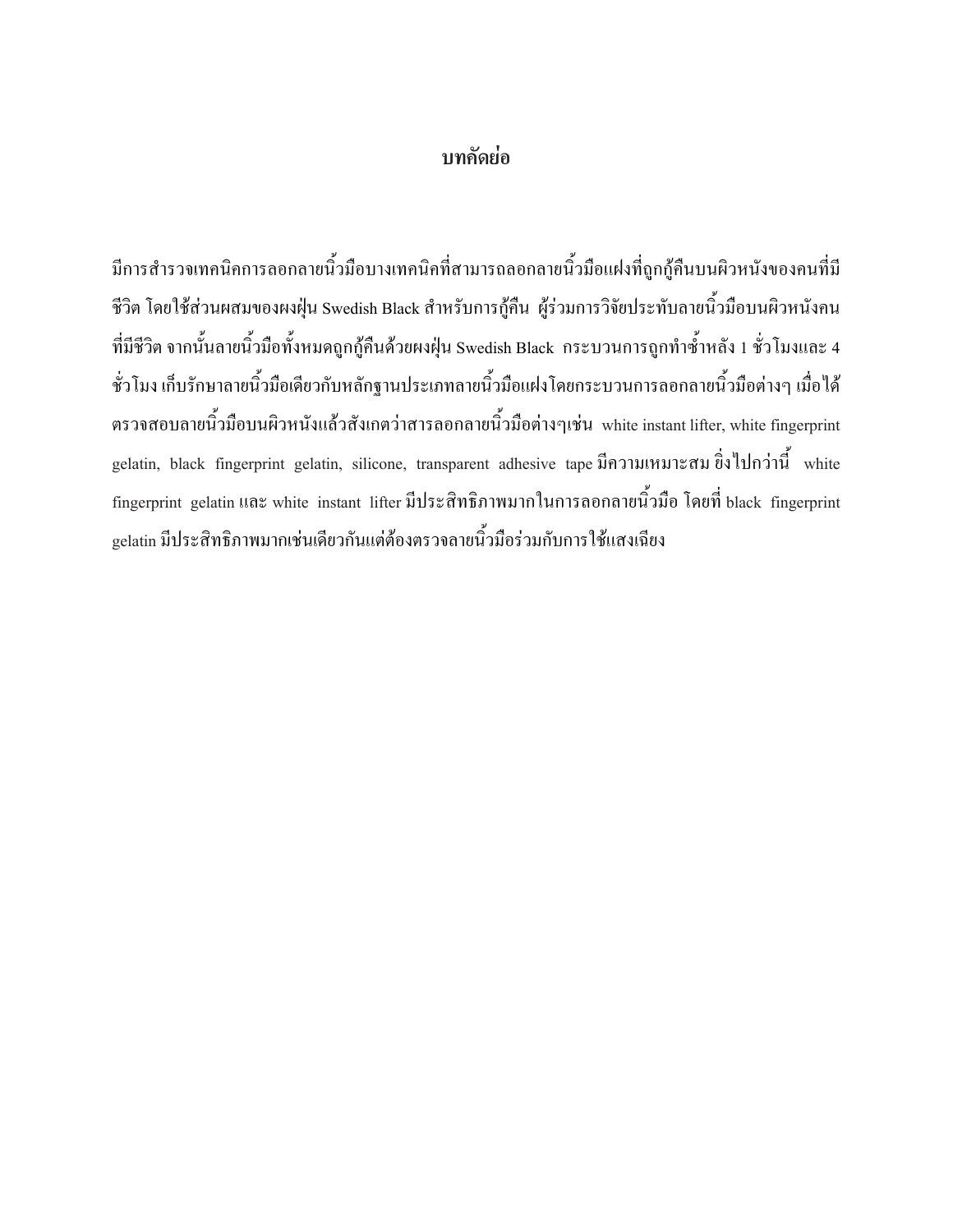# บทคัดย่อ

มีการสำรวจเทคนิคการลอกลายนิ้วมือบางเทคนิคที่สามารถลอกลายนิ้วมือแฝงที่ถูกกู้คืนบนผิวหนังของคนที่มีชีวิต โดยใช้ส่วนผสมของผงฝุ่น Swedish Black สำหรับการกู้คืน ผู้ร่วมการวิจัยประทับลายนิ้วมือบนผิวหนังคนที่มีชีวิต จากนั้นลายนิ้วมือทั้งหมดถูกกู้คืนด้วยผงฝุ่น Swedish Black กระบวนการถูกทำซ้ำหลัง 1 ชั่วโมงและ 4 ชั่วโมง เก็บรักษาลายนิ้วมือเดียวกับหลักฐานประเภทลายนิ้วมือแฝงโดยกระบวนการลอกลายนิ้วมือต่างๆ เมื่อได้ตรวจสอบลายนิ้วมือบนผิวหนังแล้วสังเกตว่าสารลอกลายนิ้วมือต่างๆเช่น white instant lifter, white fingerprint gelatin, black fingerprint gelatin, silicone, transparent adhesive tape มีความเหมาะสม ยิ่งไปกว่านี้ white fingerprint gelatin และ white instant lifter มีประสิทธิภาพมากในการลอกลายนิ้วมือ โดยที่ black fingerprint gelatin มีประสิทธิภาพมากเช่นเดียวกันแต่ต้องตรวจลายนิ้วมือร่วมกับการใช้แสงเฉียง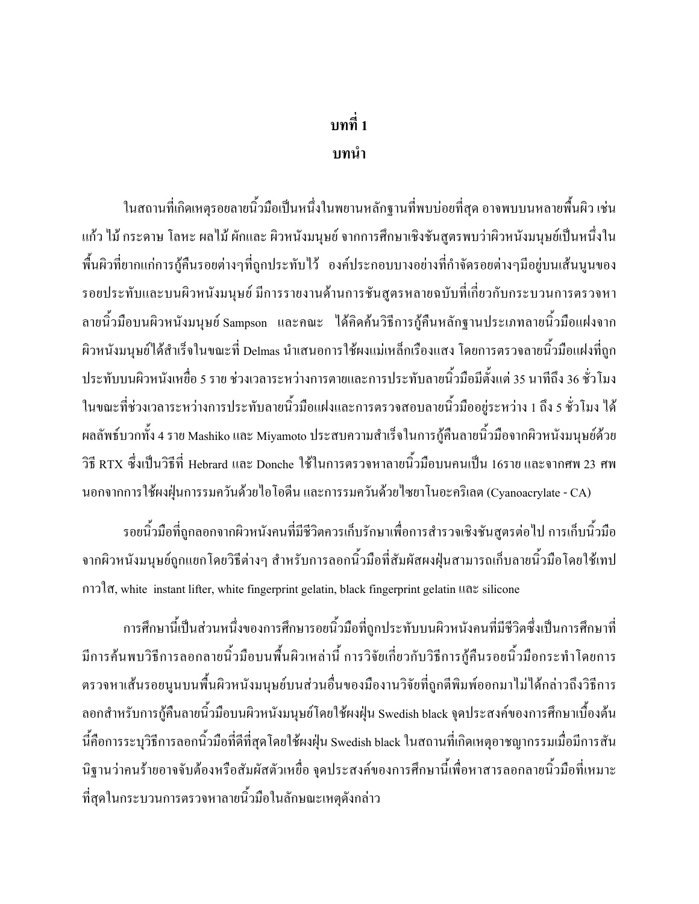# บทที่ 1
# บทนำ

ในสถานที่เกิดเหตุรอยลายนิ้วมือเป็นหนึ่งในพยานหลักฐานที่พบบ่อยที่สุด อาจพบบนหลายพื้นผิว เช่น แก้ว ไม้ กระดาษ โลหะ ผลไม้ ผักและ ผิวหนังมนุษย์ จากการศึกษาเชิงชันสูตรพบว่าผิวหนังมนุษย์เป็นหนึ่งในพื้นผิวที่ยากแก่การกู้คืนรอยต่างๆที่ถูกประทับไว้ องค์ประกอบบางอย่างที่กำจัดรอยต่างๆมีอยู่บนเส้นนูนของรอยประทับและบนผิวหนังมนุษย์ มีการรายงานด้านการชันสูตรหลายฉบับที่เกี่ยวกับกระบวนการตรวจหาลายนิ้วมือบนผิวหนังมนุษย์ Sampson และคณะ ได้คิดค้นวิธีการกู้คืนหลักฐานประเภทลายนิ้วมือแฝงจากผิวหนังมนุษย์ได้สำเร็จในขณะที่ Delmas นำเสนอการใช้ผงแม่เหล็กเรืองแสง โดยการตรวจลายนิ้วมือแฝงที่ถูกประทับบนผิวหนังเหยื่อ 5 ราย ช่วงเวลาระหว่างการตายและการประทับลายนิ้วมือมีตั้งแต่ 35 นาทีถึง 36 ชั่วโมง ในขณะที่ช่วงเวลาระหว่างการประทับลายนิ้วมือแฝงและการตรวจสอบลายนิ้วมืออยู่ระหว่าง 1 ถึง 5 ชั่วโมง ได้ผลลัพธ์บวกทั้ง 4 ราย Mashiko และ Miyamoto ประสบความสำเร็จในการกู้คืนลายนิ้วมือจากผิวหนังมนุษย์ด้วยวิธี RTX ซึ่งเป็นวิธีที่ Hebrard และ Donche ใช้ในการตรวจหาลายนิ้วมือบนคนเป็น 16ราย และจากศพ 23 ศพ นอกจากการใช้ผงฝุ่นการรมควันด้วยไอโอดีน และการรมควันด้วยไซยาโนอะคริเลต (Cyanoacrylate - CA)

รอยนิ้วมือที่ถูกลอกจากผิวหนังคนที่มีชีวิตควรเก็บรักษาเพื่อการสำรวจเชิงชันสูตรต่อไป การเก็บนิ้วมือจากผิวหนังมนุษย์ถูกแยกโดยวิธีต่างๆ สำหรับการลอกนิ้วมือที่สัมผัสผงฝุ่นสามารถเก็บลายนิ้วมือโดยใช้เทปกาวใส, white instant lifter, white fingerprint gelatin, black fingerprint gelatin และ silicone

การศึกษานี้เป็นส่วนหนึ่งของการศึกษารอยนิ้วมือที่ถูกประทับบนผิวหนังคนที่มีชีวิตซึ่งเป็นการศึกษาที่มีการค้นพบวิธีการลอกลายนิ้วมือบนพื้นผิวเหล่านี้ การวิจัยเกี่ยวกับวิธีการกู้คืนรอยนิ้วมือกระทำโดยการตรวจหาเส้นรอยนูนบนพื้นผิวหนังมนุษย์บนส่วนอื่นของมืองานวิจัยที่ถูกตีพิมพ์ออกมาไม่ได้กล่าวถึงวิธีการลอกสำหรับการกู้คืนลายนิ้วมือบนผิวหนังมนุษย์โดยใช้ผงฝุ่น Swedish black จุดประสงค์ของการศึกษาเบื้องต้นนี้คือการระบุวิธีการลอกนิ้วมือที่ดีที่สุดโดยใช้ผงฝุ่น Swedish black ในสถานที่เกิดเหตุอาชญากรรมเมื่อมีการสันนิฐานว่าคนร้ายอาจจับต้องหรือสัมผัสตัวเหยื่อ จุดประสงค์ของการศึกษานี้เพื่อหาสารลอกลายนิ้วมือที่เหมาะที่สุดในกระบวนการตรวจหาลายนิ้วมือในลักษณะเหตุดังกล่าว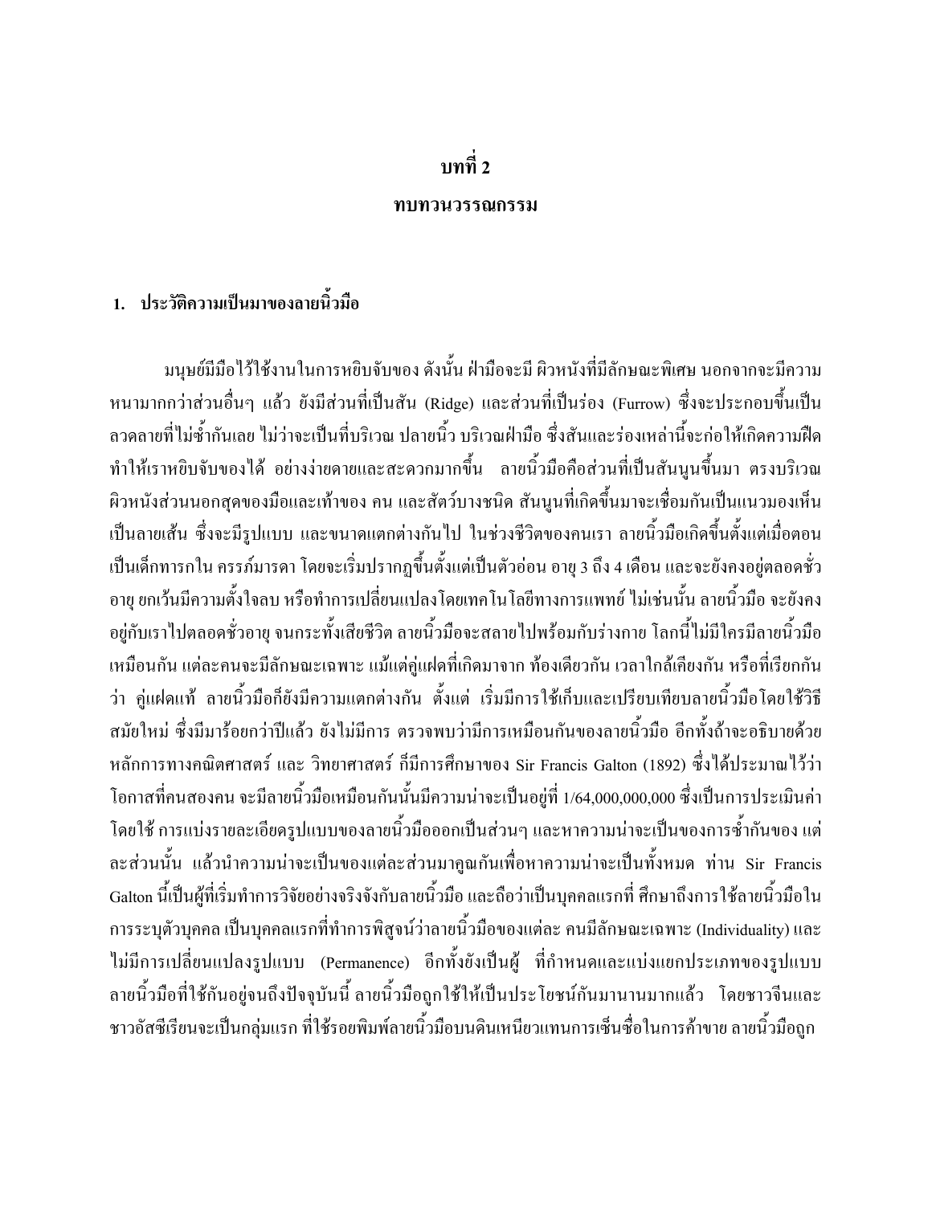# บทที่ 2

# ทบทวนวรรณกรรม

## 1. ประวัติความเป็นมาของลายนิ้วมือ

มนุษย์มีมือไว้ใช้งานในการหยิบจับของ ดังนั้น ฝ่ามือจะมี ผิวหนังที่มีลักษณะพิเศษ นอกจากจะมีความหนามากกว่าส่วนอื่นๆ แล้ว ยังมีส่วนที่เป็นสัน (Ridge) และส่วนที่เป็นร่อง (Furrow) ซึ่งจะประกอบขึ้นเป็นลวดลายที่ไม่ซ้ำกันเลย ไม่ว่าจะเป็นที่บริเวณ ปลายนิ้ว บริเวณฝ่ามือ ซึ่งสันและร่องเหล่านี้จะก่อให้เกิดความฝืด ทำให้เราหยิบจับของได้ อย่างง่ายดายและสะดวกมากขึ้น ลายนิ้วมือคือส่วนที่เป็นสันนูนขึ้นมา ตรงบริเวณผิวหนังส่วนนอกสุดของมือและเท้าของ คน และสัตว์บางชนิด สันนูนที่เกิดขึ้นมาจะเชื่อมกันเป็นแนวมองเห็นเป็นลายเส้น ซึ่งจะมีรูปแบบ และขนาดแตกต่างกันไป ในช่วงชีวิตของคนเรา ลายนิ้วมือเกิดขึ้นตั้งแต่เมื่อตอนเป็นเด็กทารกใน ครรภ์มารดา โดยจะเริ่มปรากฏขึ้นตั้งแต่เป็นตัวอ่อน อายุ 3 ถึง 4 เดือน และจะยังคงอยู่ตลอดชั่วอายุ ยกเว้นมีความตั้งใจลบ หรือทำการเปลี่ยนแปลงโดยเทคโนโลยีทางการแพทย์ ไม่เช่นนั้น ลายนิ้วมือ จะยังคงอยู่กับเราไปตลอดชั่วอายุ จนกระทั้งเสียชีวิต ลายนิ้วมือจะสลายไปพร้อมกับร่างกาย โลกนี้ไม่มีใครมีลายนิ้วมือเหมือนกัน แต่ละคนจะมีลักษณะเฉพาะ แม้แต่คู่แฝดที่เกิดมาจาก ท้องเดียวกัน เวลาใกล้เคียงกัน หรือที่เรียกกันว่า คู่แฝดแท้ ลายนิ้วมือก็ยังมีความแตกต่างกัน ตั้งแต่ เริ่มมีการใช้เก็บและเปรียบเทียบลายนิ้วมือโดยใช้วิธีสมัยใหม่ ซึ่งมีมาร้อยกว่าปีแล้ว ยังไม่มีการ ตรวจพบว่ามีการเหมือนกันของลายนิ้วมือ อีกทั้งถ้าจะอธิบายด้วยหลักการทางคณิตศาสตร์ และ วิทยาศาสตร์ ก็มีการศึกษาของ Sir Francis Galton (1892) ซึ่งได้ประมาณไว้ว่า โอกาสที่คนสองคน จะมีลายนิ้วมือเหมือนกันนั้นมีความน่าจะเป็นอยู่ที่ 1/64,000,000,000 ซึ่งเป็นการประเมินค่าโดยใช้ การแบ่งรายละเอียดรูปแบบของลายนิ้วมือออกเป็นส่วนๆ และหาความน่าจะเป็นของการซ้ำกันของ แต่ละส่วนนั้น แล้วนำความน่าจะเป็นของแต่ละส่วนมาคูณกันเพื่อหาความน่าจะเป็นทั้งหมด ท่าน Sir Francis Galton นี้เป็นผู้ที่เริ่มทำการวิจัยอย่างจริงจังกับลายนิ้วมือ และถือว่าเป็นบุคคลแรกที่ ศึกษาถึงการใช้ลายนิ้วมือในการระบุตัวบุคคล เป็นบุคคลแรกที่ทำการพิสูจน์ว่าลายนิ้วมือของแต่ละ คนมีลักษณะเฉพาะ (Individuality) และไม่มีการเปลี่ยนแปลงรูปแบบ (Permanence) อีกทั้งยังเป็นผู้ ที่กำหนดและแบ่งแยกประเภทของรูปแบบลายนิ้วมือที่ใช้กันอยู่จนถึงปัจจุบันนี้ ลายนิ้วมือถูกใช้ให้เป็นประโยชน์กันมานานมากแล้ว โดยชาวจีนและชาวอัสซีเรียนจะเป็นกลุ่มแรก ที่ใช้รอยพิมพ์ลายนิ้วมือบนดินเหนียวแทนการเซ็นชื่อในการค้าขาย ลายนิ้วมือถูก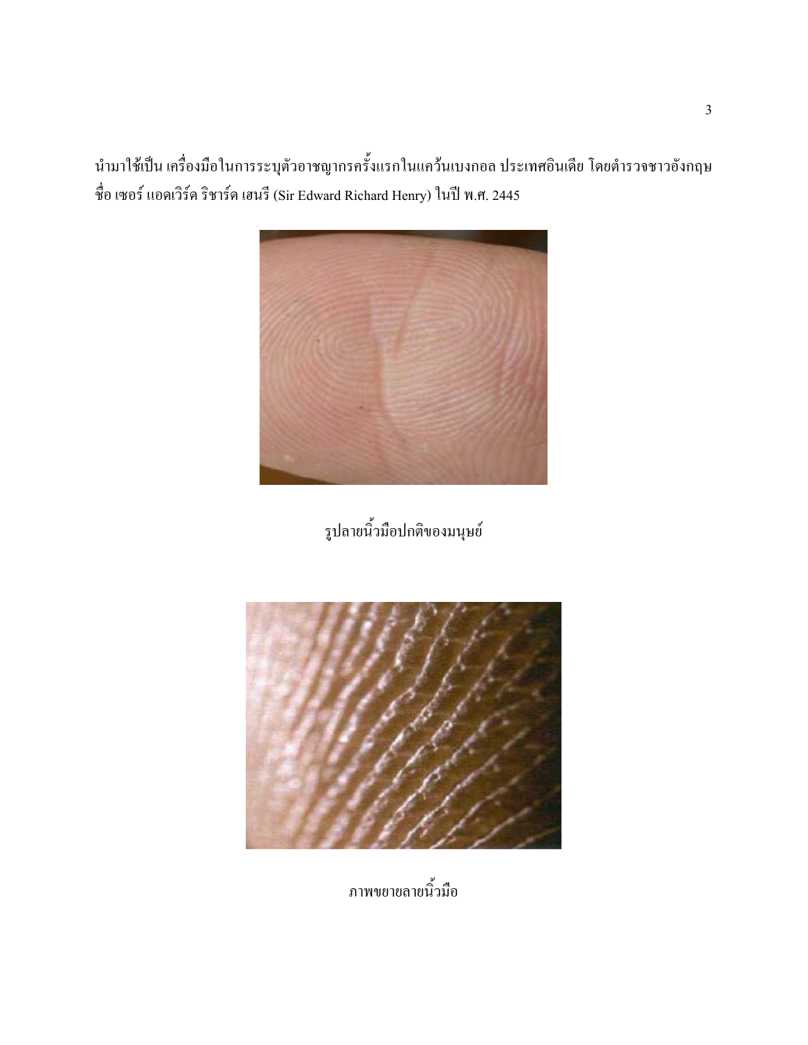นำมาใช้เป็น เครื่องมือในการระบุตัวอาชญากรครั้งแรกในแคว้นเบงกอล ประเทศอินเดีย โดยตำรวจชาวอังกฤษ ชื่อ เซอร์ แอดเวิร์ด ริชาร์ด เฮนรี (Sir Edward Richard Henry) ในปี พ.ศ. 2445

รูปลายนิ้วมือปกติของมนุษย์

ภาพขยายลายนิ้วมือ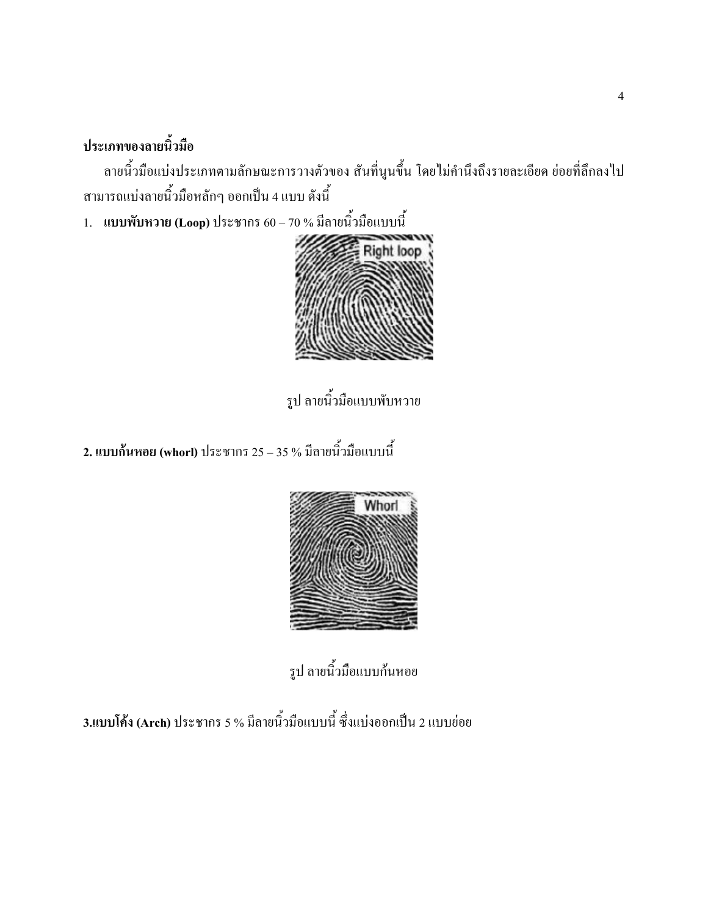**ประเภทของลายนิ้วมือ**

ลายนิ้วมือแบ่งประเภทตามลักษณะการวางตัวของ สันที่นูนขึ้น โดยไม่คำนึงถึงรายละเอียด ย่อยที่ลึกลงไป สามารถแบ่งลายนิ้วมือหลักๆ ออกเป็น 4 แบบ ดังนี้

1. **แบบพับหวาย (Loop)** ประชากร 60 – 70 % มีลายนิ้วมือแบบนี้

รูป ลายนิ้วมือแบบพับหวาย

**2. แบบก้นหอย (whorl)** ประชากร 25 – 35 % มีลายนิ้วมือแบบนี้

รูป ลายนิ้วมือแบบก้นหอย

**3.แบบโค้ง (Arch)** ประชากร 5 % มีลายนิ้วมือแบบนี้ ซึ่งแบ่งออกเป็น 2 แบบย่อย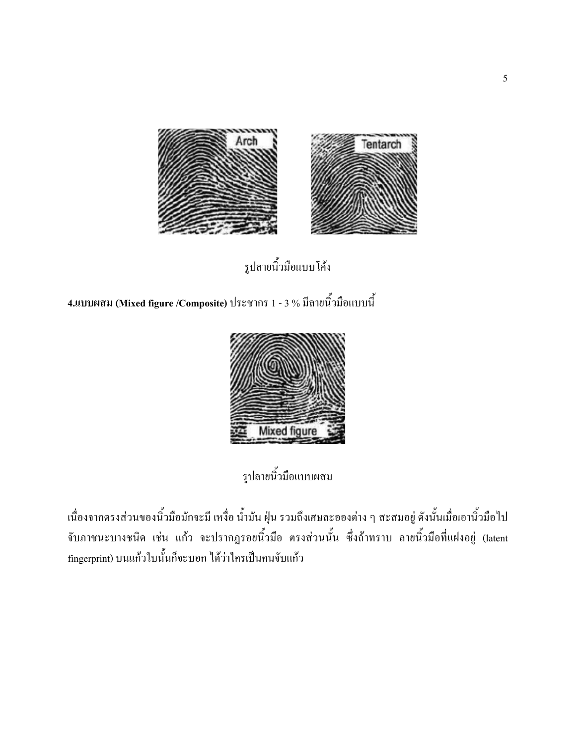รูปลายนิ้วมือแบบโค้ง

**4.แบบผสม (Mixed figure /Composite)** ประชากร 1 - 3 % มีลายนิ้วมือแบบนี้

รูปลายนิ้วมือแบบผสม

เนื่องจากตรงส่วนของนิ้วมือมักจะมี เหงื่อ น้ำมัน ฝุ่น รวมถึงเศษละอองต่าง ๆ สะสมอยู่ ดังนั้นเมื่อเอานิ้วมือไปจับภาชนะบางชนิด เช่น แก้ว จะปรากฏรอยนิ้วมือ ตรงส่วนนั้น ซึ่งถ้าทราบ ลายนิ้วมือที่แฝงอยู่ (latent fingerprint) บนแก้วใบนั้นก็จะบอก ได้ว่าใครเป็นคนจับแก้ว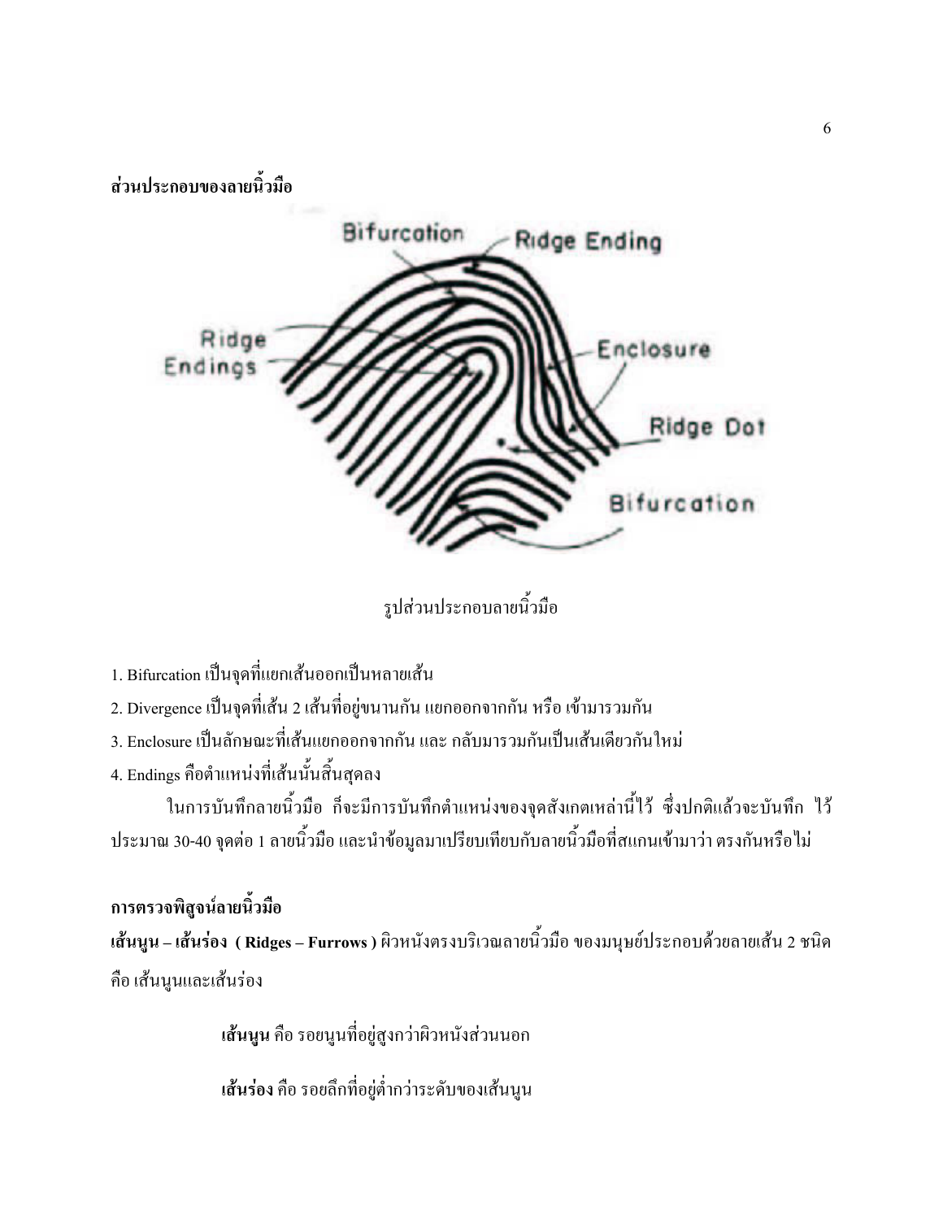**ส่วนประกอบของลายนิ้วมือ**

รูปส่วนประกอบลายนิ้วมือ

1. Bifurcation เป็นจุดที่แยกเส้นออกเป็นหลายเส้น
2. Divergence เป็นจุดที่เส้น 2 เส้นที่อยู่ขนานกัน แยกออกจากกัน หรือ เข้ามารวมกัน
3. Enclosure เป็นลักษณะที่เส้นแยกออกจากกัน และ กลับมารวมกันเป็นเส้นเดียวกันใหม่
4. Endings คือตำแหน่งที่เส้นนั้นสิ้นสุดลง

ในการบันทึกลายนิ้วมือ ก็จะมีการบันทึกตำแหน่งของจุดสังเกตเหล่านี้ไว้ ซึ่งปกติแล้วจะบันทึก ไว้ประมาณ 30-40 จุดต่อ 1 ลายนิ้วมือ และนำข้อมูลมาเปรียบเทียบกับลายนิ้วมือที่สแกนเข้ามาว่า ตรงกันหรือไม่

**การตรวจพิสูจน์ลายนิ้วมือ**

**เส้นนูน – เส้นร่อง ( Ridges – Furrows )** ผิวหนังตรงบริเวณลายนิ้วมือ ของมนุษย์ประกอบด้วยลายเส้น 2 ชนิด คือ เส้นนูนและเส้นร่อง

**เส้นนูน** คือ รอยนูนที่อยู่สูงกว่าผิวหนังส่วนนอก

**เส้นร่อง** คือ รอยลึกที่อยู่ต่ำกว่าระดับของเส้นนูน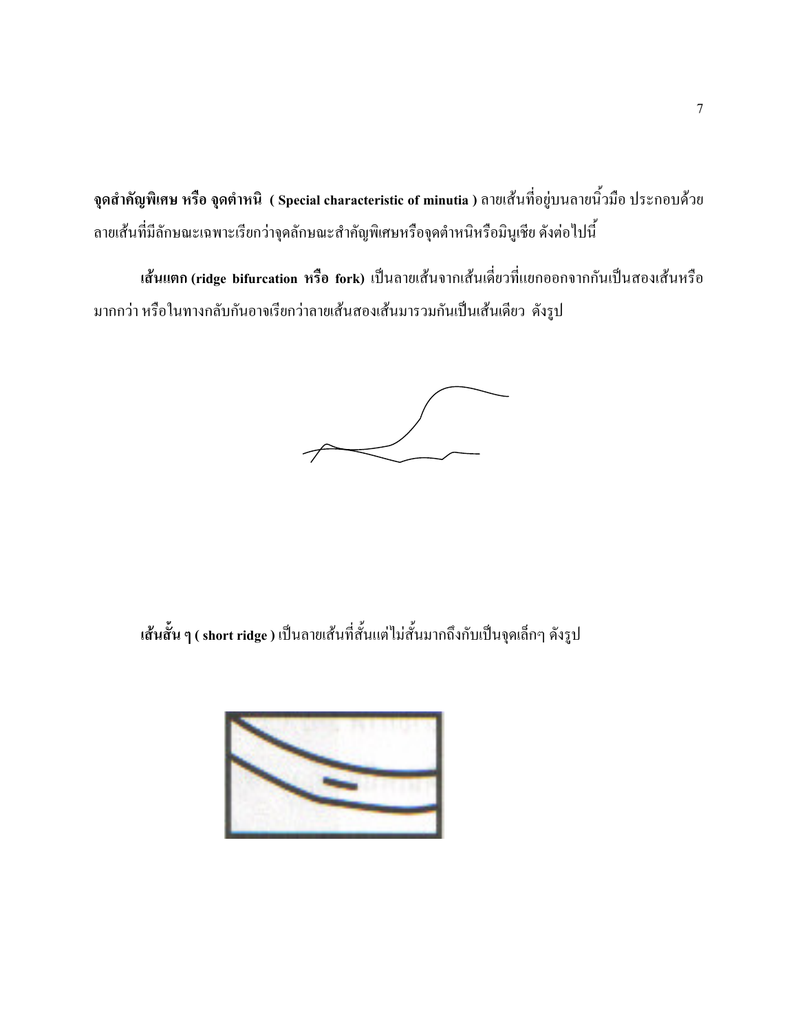**จุดสำคัญพิเศษ หรือ จุดตำหนิ ( Special characteristic of minutia )** ลายเส้นที่อยู่บนลายนิ้วมือ ประกอบด้วยลายเส้นที่มีลักษณะเฉพาะเรียกว่าจุดลักษณะสำคัญพิเศษหรือจุดตำหนิหรือมินูเชีย ดังต่อไปนี้

**เส้นแตก (ridge bifurcation หรือ fork)** เป็นลายเส้นจากเส้นเดี่ยวที่แยกออกจากกันเป็นสองเส้นหรือมากกว่า หรือในทางกลับกันอาจเรียกว่าลายเส้นสองเส้นมารวมกันเป็นเส้นเดียว ดังรูป

**เส้นสั้น ๆ ( short ridge )** เป็นลายเส้นที่สั้นแต่ไม่สั้นมากถึงกับเป็นจุดเล็กๆ ดังรูป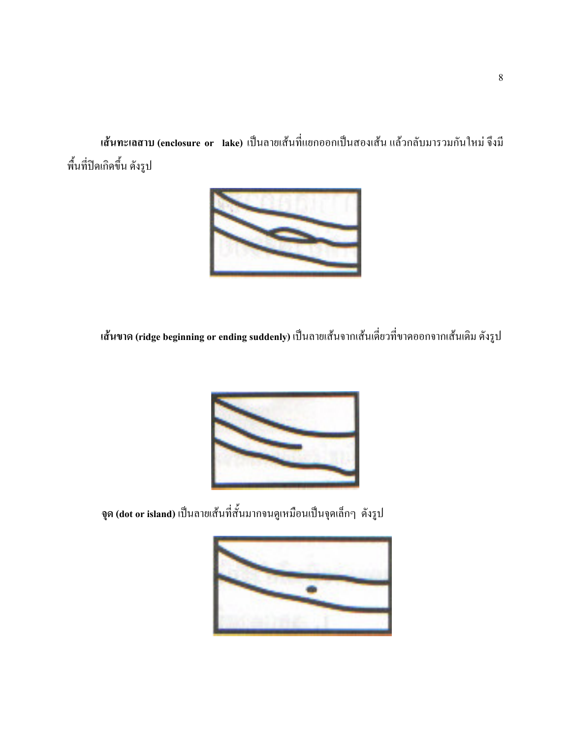**เส้นทะเลสาบ (enclosure or lake)** เป็นลายเส้นที่แยกออกเป็นสองเส้น แล้วกลับมารวมกันใหม่ จึงมีพื้นที่ปิดเกิดขึ้น ดังรูป

**เส้นขาด (ridge beginning or ending suddenly)** เป็นลายเส้นจากเส้นเดี่ยวที่ขาดออกจากเส้นเดิม ดังรูป

**จุด (dot or island)** เป็นลายเส้นที่สั้นมากจนดูเหมือนเป็นจุดเล็กๆ ดังรูป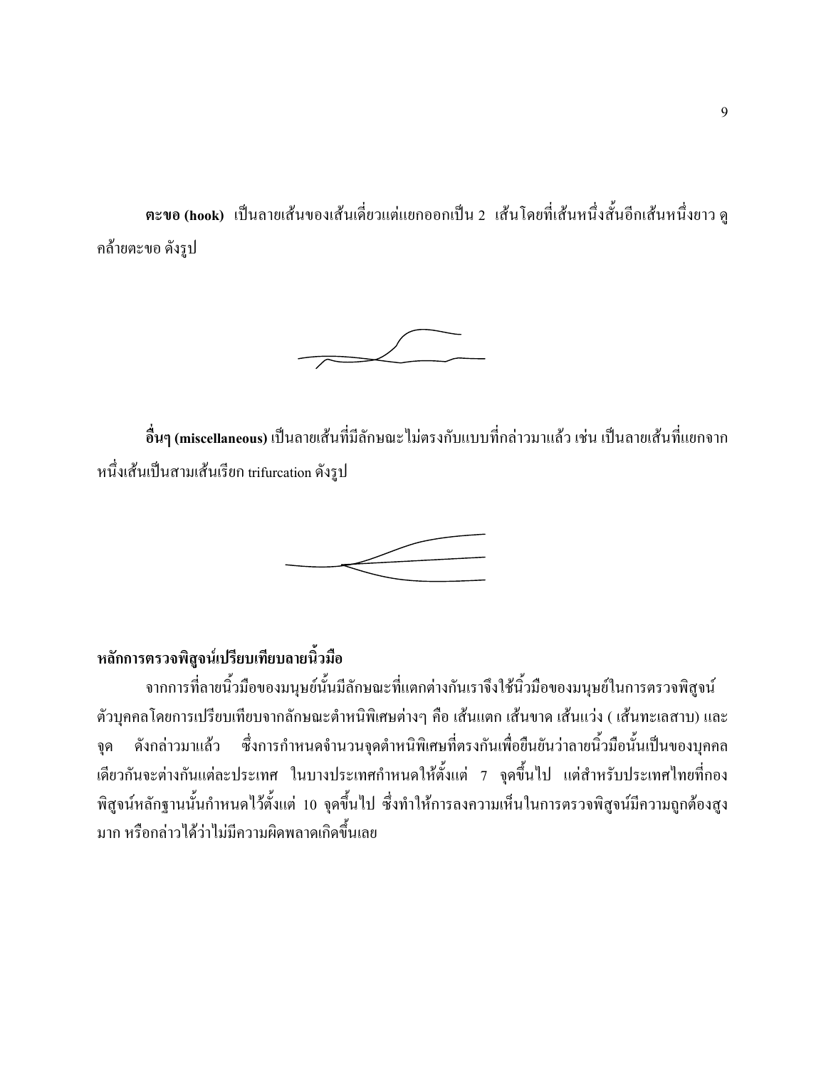**ตะขอ (hook)** เป็นลายเส้นของเส้นเดี่ยวแต่แยกออกเป็น 2 เส้นโดยที่เส้นหนึ่งสั้นอีกเส้นหนึ่งยาว ดูคล้ายตะขอ ดังรูป

**อื่นๆ (miscellaneous)** เป็นลายเส้นที่มีลักษณะไม่ตรงกับแบบที่กล่าวมาแล้ว เช่น เป็นลายเส้นที่แยกจากหนึ่งเส้นเป็นสามเส้นเรียก trifurcation ดังรูป

**หลักการตรวจพิสูจน์เปรียบเทียบลายนิ้วมือ**

จากการที่ลายนิ้วมือของมนุษย์นั้นมีลักษณะที่แตกต่างกันเราจึงใช้นิ้วมือของมนุษย์ในการตรวจพิสูจน์ตัวบุคคลโดยการเปรียบเทียบจากลักษณะตำหนิพิเศษต่างๆ คือ เส้นแตก เส้นขาด เส้นแว่ง ( เส้นทะเลสาบ) และจุด ดังกล่าวมาแล้ว ซึ่งการกำหนดจำนวนจุดตำหนิพิเศษที่ตรงกันเพื่อยืนยันว่าลายนิ้วมือนั้นเป็นของบุคคลเดียวกันจะต่างกันแต่ละประเทศ ในบางประเทศกำหนดให้ตั้งแต่ 7 จุดขึ้นไป แต่สำหรับประเทศไทยที่กองพิสูจน์หลักฐานนั้นกำหนดไว้ตั้งแต่ 10 จุดขึ้นไป ซึ่งทำให้การลงความเห็นในการตรวจพิสูจน์มีความถูกต้องสูงมาก หรือกล่าวได้ว่าไม่มีความผิดพลาดเกิดขึ้นเลย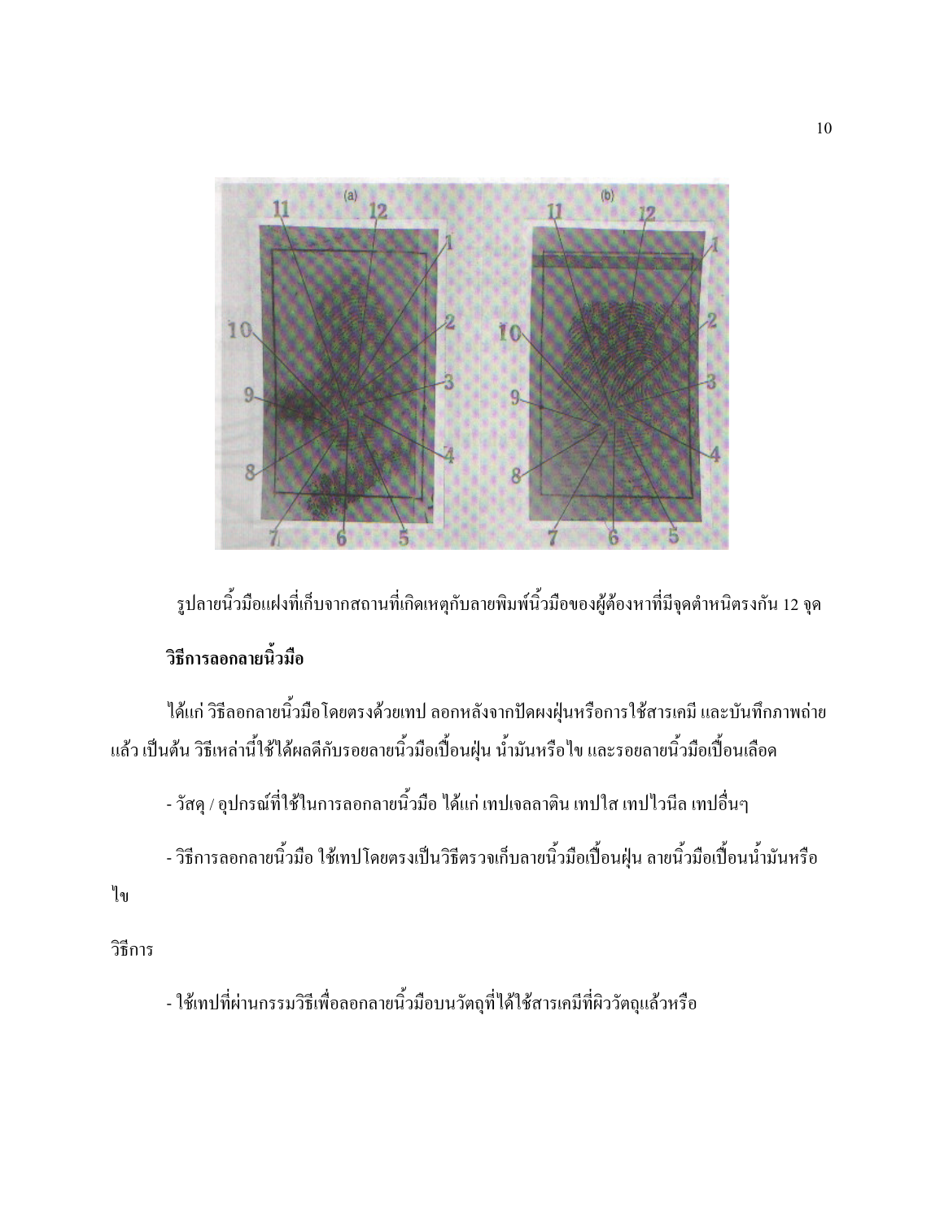รูปลายนิ้วมือแฝงที่เก็บจากสถานที่เกิดเหตุกับลายพิมพ์นิ้วมือของผู้ต้องหาที่มีจุดตำหนิตรงกัน 12 จุด

**วิธีการลอกลายนิ้วมือ**

ได้แก่ วิธีลอกลายนิ้วมือโดยตรงด้วยเทป ลอกหลังจากปัดผงฝุ่นหรือการใช้สารเคมี และบันทึกภาพถ่ายแล้ว เป็นต้น วิธีเหล่านี้ใช้ได้ผลดีกับรอยลายนิ้วมือเปื้อนฝุ่น น้ำมันหรือไข และรอยลายนิ้วมือเปื้อนเลือด

- วัสดุ / อุปกรณ์ที่ใช้ในการลอกลายนิ้วมือ ได้แก่ เทปเจลลาติน เทปใส เทปไวนิล เทปอื่นๆ

- วิธีการลอกลายนิ้วมือ ใช้เทปโดยตรงเป็นวิธีตรวจเก็บลายนิ้วมือเปื้อนฝุ่น ลายนิ้วมือเปื้อนน้ำมันหรือไข

วิธีการ

- ใช้เทปที่ผ่านกรรมวิธีเพื่อลอกลายนิ้วมือบนวัตถุที่ได้ใช้สารเคมีที่ผิววัตถุแล้วหรือ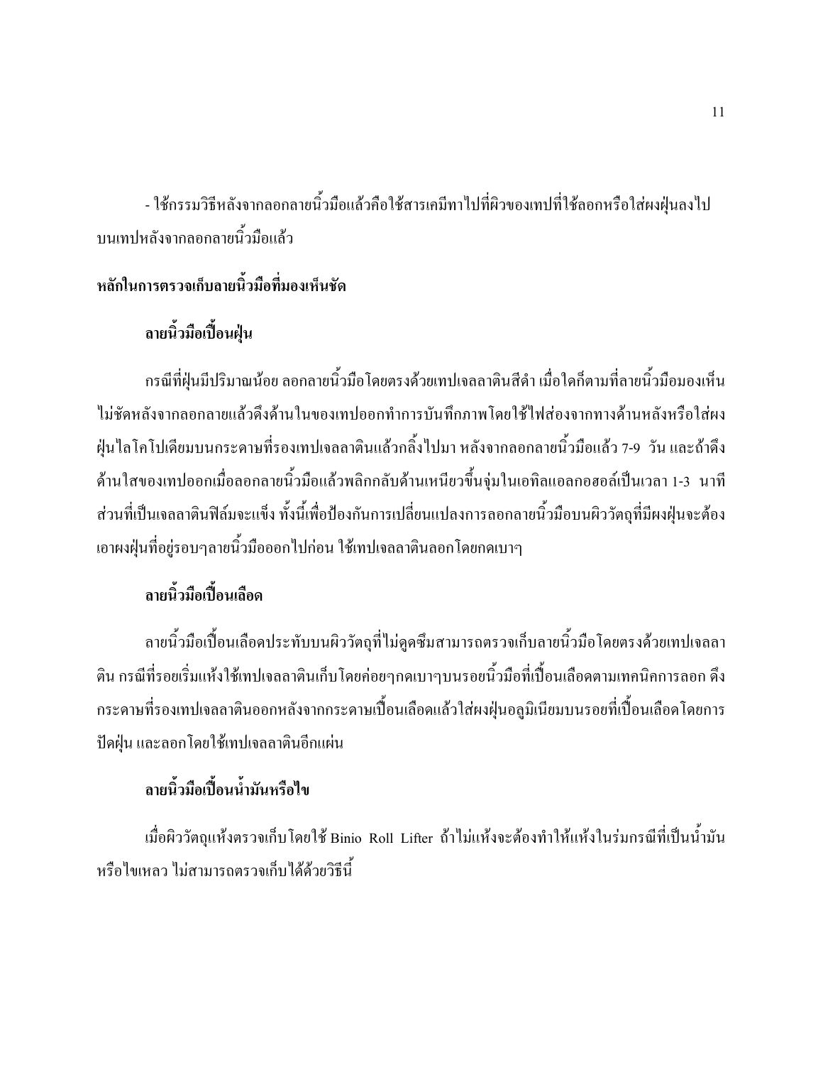- ใช้กรรมวิธีหลังจากลอกลายนิ้วมือแล้วคือใช้สารเคมีทาไปที่ผิวของเทปที่ใช้ลอกหรือใส่ผงฝุ่นลงไปบนเทปหลังจากลอกลายนิ้วมือแล้ว

**หลักในการตรวจเก็บลายนิ้วมือที่มองเห็นชัด**

**ลายนิ้วมือเปื้อนฝุ่น**

กรณีที่ฝุ่นมีปริมาณน้อย ลอกลายนิ้วมือโดยตรงด้วยเทปเจลลาตินสีดำ เมื่อใดก็ตามที่ลายนิ้วมือมองเห็นไม่ชัดหลังจากลอกลายแล้วดึงด้านในของเทปออกทำการบันทึกภาพโดยใช้ไฟส่องจากทางด้านหลังหรือใส่ผงฝุ่นไลโคโปเดียมบนกระดาษที่รองเทปเจลลาตินแล้วกลิ้งไปมา หลังจากลอกลายนิ้วมือแล้ว 7-9 วัน และถ้าดึงด้านใสของเทปออกเมื่อลอกลายนิ้วมือแล้วพลิกกลับด้านเหนียวขึ้นจุ่มในเอทิลแอลกอฮอล์เป็นเวลา 1-3 นาที ส่วนที่เป็นเจลลาตินฟิล์มจะแข็ง ทั้งนี้เพื่อป้องกันการเปลี่ยนแปลงการลอกลายนิ้วมือบนผิววัตถุที่มีผงฝุ่นจะต้องเอาผงฝุ่นที่อยู่รอบๆลายนิ้วมือออกไปก่อน ใช้เทปเจลลาตินลอกโดยกดเบาๆ

**ลายนิ้วมือเปื้อนเลือด**

ลายนิ้วมือเปื้อนเลือดประทับบนผิววัตถุที่ไม่ดูดซึมสามารถตรวจเก็บลายนิ้วมือโดยตรงด้วยเทปเจลลาติน กรณีที่รอยเริ่มแห้งใช้เทปเจลลาตินเก็บโดยค่อยๆกดเบาๆบนรอยนิ้วมือที่เปื้อนเลือดตามเทคนิคการลอก ดึงกระดาษที่รองเทปเจลลาตินออกหลังจากกระดาษเปื้อนเลือดแล้วใส่ผงฝุ่นอลูมิเนียมบนรอยที่เปื้อนเลือดโดยการปัดฝุ่น และลอกโดยใช้เทปเจลลาตินอีกแผ่น

**ลายนิ้วมือเปื้อนน้ำมันหรือไข**

เมื่อผิววัตถุแห้งตรวจเก็บโดยใช้ Binio Roll Lifter ถ้าไม่แห้งจะต้องทำให้แห้งในร่มกรณีที่เป็นน้ำมันหรือไขเหลว ไม่สามารถตรวจเก็บได้ด้วยวิธีนี้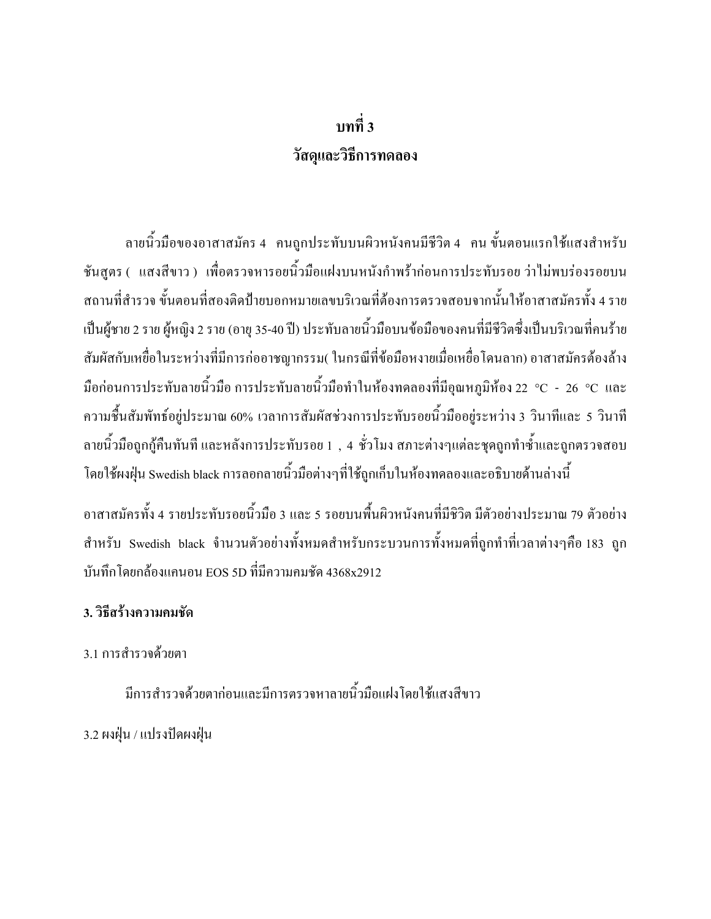# บทที่ 3
# วัสดุและวิธีการทดลอง

ลายนิ้วมือของอาสาสมัคร 4 คนถูกประทับบนผิวหนังคนมีชีวิต 4 คน ขั้นตอนแรกใช้แสงสำหรับชันสูตร ( แสงสีขาว ) เพื่อตรวจหารอยนิ้วมือแฝงบนหนังกำพร้าก่อนการประทับรอย ว่าไม่พบร่องรอยบนสถานที่สำรวจ ขั้นตอนที่สองติดป้ายบอกหมายเลขบริเวณที่ต้องการตรวจสอบจากนั้นให้อาสาสมัครทั้ง 4 ราย เป็นผู้ชาย 2 ราย ผู้หญิง 2 ราย (อายุ 35-40 ปี) ประทับลายนิ้วมือบนข้อมือของคนที่มีชีวิตซึ่งเป็นบริเวณที่คนร้ายสัมผัสกับเหยื่อในระหว่างที่มีการก่ออาชญากรรม( ในกรณีที่ข้อมือหงายเมื่อเหยื่อโดนลาก) อาสาสมัครต้องล้างมือก่อนการประทับลายนิ้วมือ การประทับลายนิ้วมือทำในห้องทดลองที่มีอุณหภูมิห้อง 22 °C - 26 °C และความชื้นสัมพัทธ์อยู่ประมาณ 60% เวลาการสัมผัสช่วงการประทับรอยนิ้วมืออยู่ระหว่าง 3 วินาทีและ 5 วินาที ลายนิ้วมือถูกกู้คืนทันที และหลังการประทับรอย 1 , 4 ชั่วโมง สภาวะต่างๆแต่ละชุดถูกทำซ้ำและถูกตรวจสอบโดยใช้ผงฝุ่น Swedish black การลอกลายนิ้วมือต่างๆที่ใช้ถูกเก็บในห้องทดลองและอธิบายด้านล่างนี้

อาสาสมัครทั้ง 4 รายประทับรอยนิ้วมือ 3 และ 5 รอยบนพื้นผิวหนังคนที่มีชีวิต มีตัวอย่างประมาณ 79 ตัวอย่างสำหรับ Swedish black จำนวนตัวอย่างทั้งหมดสำหรับกระบวนการทั้งหมดที่ถูกทำที่เวลาต่างๆคือ 183 ถูกบันทึกโดยกล้องแคนอน EOS 5D ที่มีความคมชัด 4368x2912

### 3. วิธีสร้างความคมชัด

3.1 การสำรวจด้วยตา

มีการสำรวจด้วยตาก่อนและมีการตรวจหาลายนิ้วมือแฝงโดยใช้แสงสีขาว

3.2 ผงฝุ่น / แปรงปัดผงฝุ่น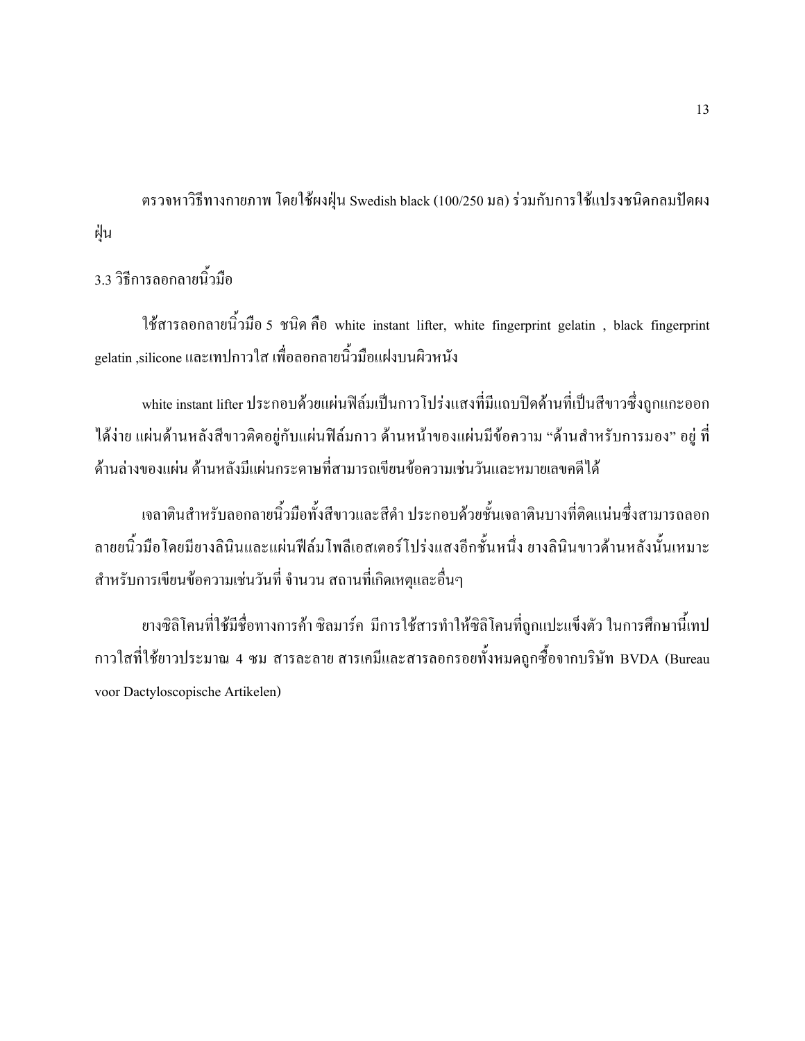ตรวจหาวิธีทางกายภาพ โดยใช้ผงฝุ่น Swedish black (100/250 มล) ร่วมกับการใช้แปรงชนิดกลมปัดผงฝุ่น

### 3.3 วิธีการลอกลายนิ้วมือ

ใช้สารลอกลายนิ้วมือ 5 ชนิด คือ white instant lifter, white fingerprint gelatin , black fingerprint gelatin ,silicone และเทปกาวใส เพื่อลอกลายนิ้วมือแฝงบนผิวหนัง

white instant lifter ประกอบด้วยแผ่นฟิล์มเป็นกาวโปร่งแสงที่มีแถบปิดด้านที่เป็นสีขาวซึ่งถูกแกะออกได้ง่าย แผ่นด้านหลังสีขาวติดอยู่กับแผ่นฟิล์มกาว ด้านหน้าของแผ่นมีข้อความ “ด้านสำหรับการมอง” อยู่ ที่ด้านล่างของแผ่น ด้านหลังมีแผ่นกระดาษที่สามารถเขียนข้อความเช่นวันและหมายเลขคดีได้

เจลาตินสำหรับลอกลายนิ้วมือทั้งสีขาวและสีดำ ประกอบด้วยชั้นเจลาตินบางที่ติดแน่นซึ่งสามารถลอกลายนิ้วมือโดยมียางลินินและแผ่นฟิล์มโพลีเอสเตอร์โปร่งแสงอีกชั้นหนึ่ง ยางลินินขาวด้านหลังนั้นเหมาะสำหรับการเขียนข้อความเช่นวันที่ จำนวน สถานที่เกิดเหตุและอื่นๆ

ยางซิลิโคนที่ใช้มีชื่อทางการค้า ซิลมาร์ค มีการใช้สารทำให้ซิลิโคนที่ถูกแปะแข็งตัว ในการศึกษานี้เทปกาวใสที่ใช้ยาวประมาณ 4 ซม สารละลาย สารเคมีและสารลอกรอยทั้งหมดถูกซื้อจากบริษัท BVDA (Bureau voor Dactyloscopische Artikelen)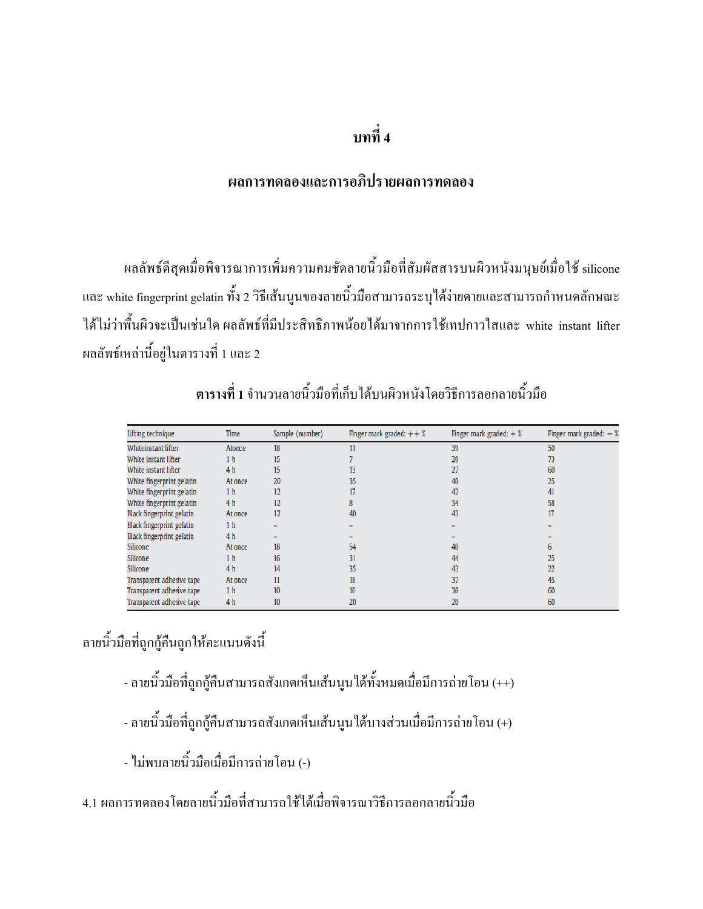# บทที่ 4

## ผลการทดลองและการอภิปรายผลการทดลอง

ผลลัพธ์ดีสุดเมื่อพิจารณาการเพิ่มความคมชัดลายนิ้วมือที่สัมผัสสารบนผิวหนังมนุษย์เมื่อใช้ silicone และ white fingerprint gelatin ทั้ง 2 วิธีเส้นนูนของลายนิ้วมือสามารถระบุได้ง่ายดายและสามารถกำหนดลักษณะได้ไม่ว่าพื้นผิวจะเป็นเช่นใด ผลลัพธ์ที่มีประสิทธิภาพน้อยได้มาจากการใช้เทปกาวใสและ white instant lifter ผลลัพธ์เหล่านี้อยู่ในตารางที่ 1 และ 2

**ตารางที่ 1** จำนวนลายนิ้วมือที่เก็บได้บนผิวหนังโดยวิธีการลอกลายนิ้วมือ

| Lifting technique | Time | Sample (number) | Finger mark graded: ++ % | Finger mark graded: + % | Finger mark graded: − % |
|---|---|---|---|---|---|
| Whiteinstant lifter | Atonce | 18 | 11 | 39 | 50 |
| White instant lifter | 1 h | 15 | 7 | 20 | 73 |
| White instant lifter | 4 h | 15 | 13 | 27 | 60 |
| White fingerprint gelatin | At once | 20 | 35 | 40 | 25 |
| White fingerprint gelatin | 1 h | 12 | 17 | 42 | 41 |
| White fingerprint gelatin | 4 h | 12 | 8 | 34 | 58 |
| Black fingerprint gelatin | At once | 12 | 40 | 43 | 17 |
| Black fingerprint gelatin | 1 h | – | – | – | – |
| Black fingerprint gelatin | 4 h | – | – | – | – |
| Silicone | At once | 18 | 54 | 40 | 6 |
| Silicone | 1 h | 16 | 31 | 44 | 25 |
| Silicone | 4 h | 14 | 35 | 43 | 22 |
| Transparent adhesive tape | At once | 11 | 18 | 37 | 45 |
| Transparent adhesive tape | 1 h | 10 | 10 | 30 | 60 |
| Transparent adhesive tape | 4 h | 10 | 20 | 20 | 60 |

ลายนิ้วมือที่ถูกกู้คืนถูกให้คะแนนดังนี้

- ลายนิ้วมือที่ถูกกู้คืนสามารถสังเกตเห็นเส้นนูนได้ทั้งหมดเมื่อมีการถ่ายโอน (++)
- ลายนิ้วมือที่ถูกกู้คืนสามารถสังเกตเห็นเส้นนูนได้บางส่วนเมื่อมีการถ่ายโอน (+)
- ไม่พบลายนิ้วมือเมื่อมีการถ่ายโอน (-)

4.1 ผลการทดลองโดยลายนิ้วมือที่สามารถใช้ได้เมื่อพิจารณาวิธีการลอกลายนิ้วมือ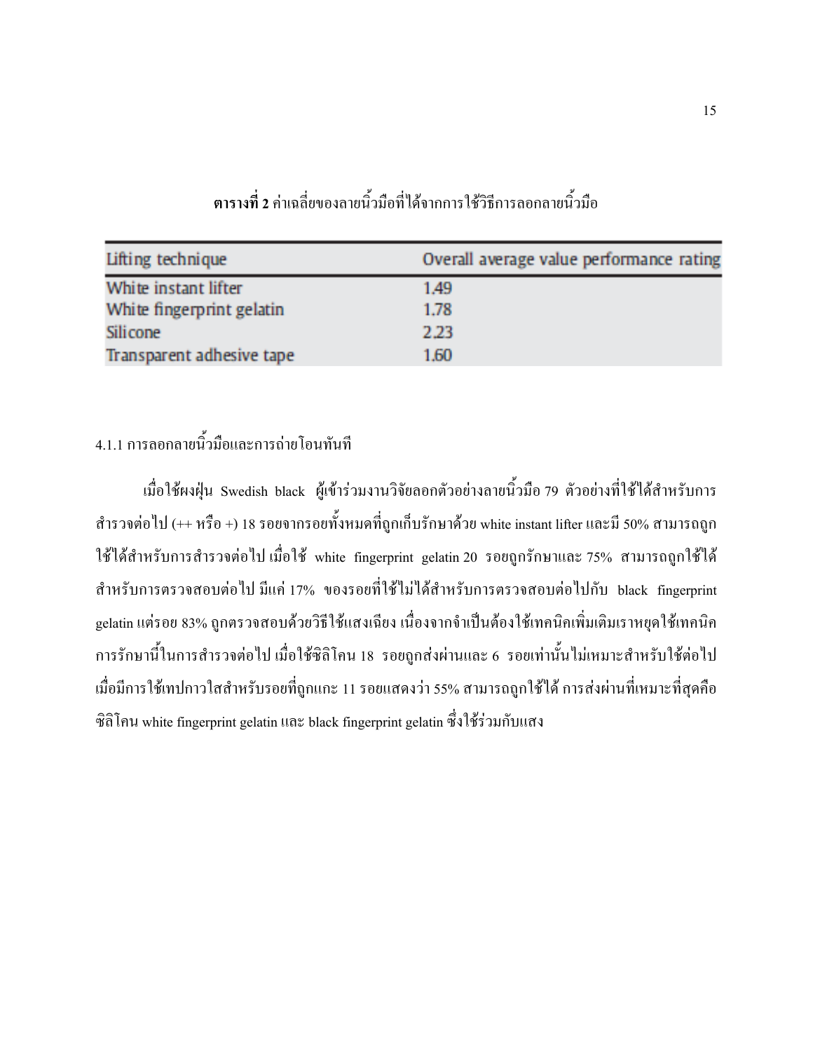**ตารางที่ 2** ค่าเฉลี่ยของลายนิ้วมือที่ได้จากการใช้วิธีการลอกลายนิ้วมือ

| Lifting technique | Overall average value performance rating |
|---|---|
| White instant lifter | 1.49 |
| White fingerprint gelatin | 1.78 |
| Silicone | 2.23 |
| Transparent adhesive tape | 1.60 |

4.1.1 การลอกลายนิ้วมือและการถ่ายโอนทันที

เมื่อใช้ผงฝุ่น Swedish black ผู้เข้าร่วมงานวิจัยลอกตัวอย่างลายนิ้วมือ 79 ตัวอย่างที่ใช้ได้สำหรับการสำรวจต่อไป (++ หรือ +) 18 รอยจากรอยทั้งหมดที่ถูกเก็บรักษาด้วย white instant lifter และมี 50% สามารถถูกใช้ได้สำหรับการสำรวจต่อไป เมื่อใช้ white fingerprint gelatin 20 รอยถูกรักษาและ 75% สามารถถูกใช้ได้สำหรับการตรวจสอบต่อไป มีแค่ 17% ของรอยที่ใช้ไม่ได้สำหรับการตรวจสอบต่อไปกับ black fingerprint gelatin แต่รอย 83% ถูกตรวจสอบด้วยวิธีใช้แสงเฉียง เนื่องจากจำเป็นต้องใช้เทคนิคเพิ่มเติมเราหยุดใช้เทคนิคการรักษานี้ในการสำรวจต่อไป เมื่อใช้ซิลิโคน 18 รอยถูกส่งผ่านและ 6 รอยเท่านั้นไม่เหมาะสำหรับใช้ต่อไป เมื่อมีการใช้เทปกาวใสสำหรับรอยที่ถูกแกะ 11 รอยแสดงว่า 55% สามารถถูกใช้ได้ การส่งผ่านที่เหมาะที่สุดคือซิลิโคน white fingerprint gelatin และ black fingerprint gelatin ซึ่งใช้ร่วมกับแสง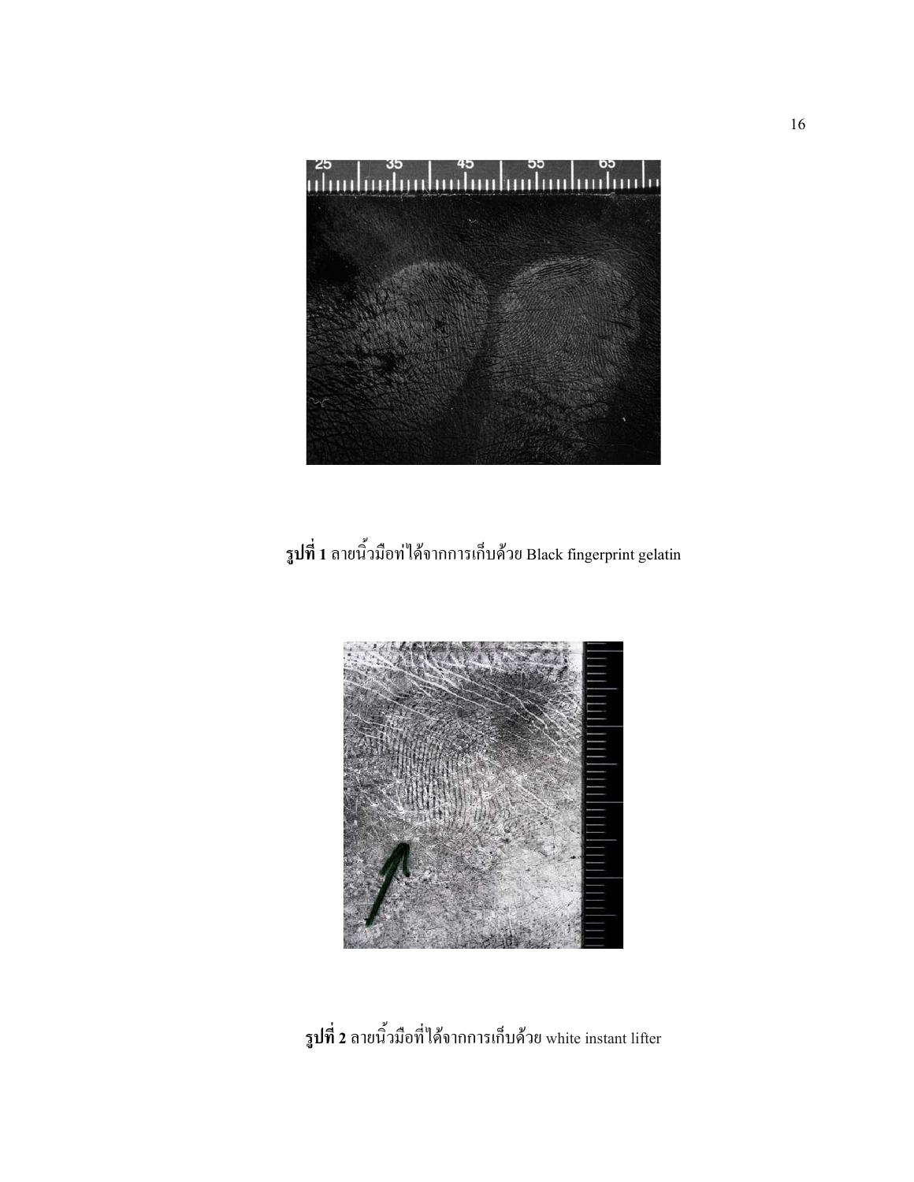**รูปที่ 1** ลายนิ้วมือท่ได้จากการเก็บด้วย Black fingerprint gelatin

**รูปที่ 2** ลายนิ้วมือที่ได้จากการเก็บด้วย white instant lifter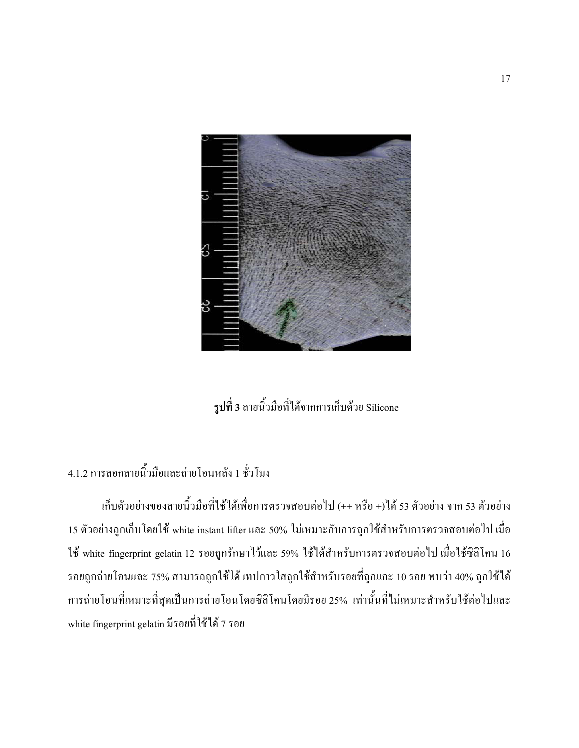**รูปที่ 3** ลายนิ้วมือที่ได้จากการเก็บด้วย Silicone

4.1.2 การลอกลายนิ้วมือและถ่ายโอนหลัง 1 ชั่วโมง

เก็บตัวอย่างของลายนิ้วมือที่ใช้ได้เพื่อการตรวจสอบต่อไป (++ หรือ +)ได้ 53 ตัวอย่าง จาก 53 ตัวอย่าง 15 ตัวอย่างถูกเก็บโดยใช้ white instant lifter และ 50% ไม่เหมาะกับการถูกใช้สำหรับการตรวจสอบต่อไป เมื่อใช้ white fingerprint gelatin 12 รอยถูกรักษาไว้และ 59% ใช้ได้สำหรับการตรวจสอบต่อไป เมื่อใช้ซิลิโคน 16 รอยถูกถ่ายโอนและ 75% สามารถถูกใช้ได้ เทปกาวใสถูกใช้สำหรับรอยที่ถูกแกะ 10 รอย พบว่า 40% ถูกใช้ได้ การถ่ายโอนที่เหมาะที่สุดเป็นการถ่ายโอนโดยซิลิโคนโดยมีรอย 25% เท่านั้นที่ไม่เหมาะสำหรับใช้ต่อไปและ white fingerprint gelatin มีรอยที่ใช้ได้ 7 รอย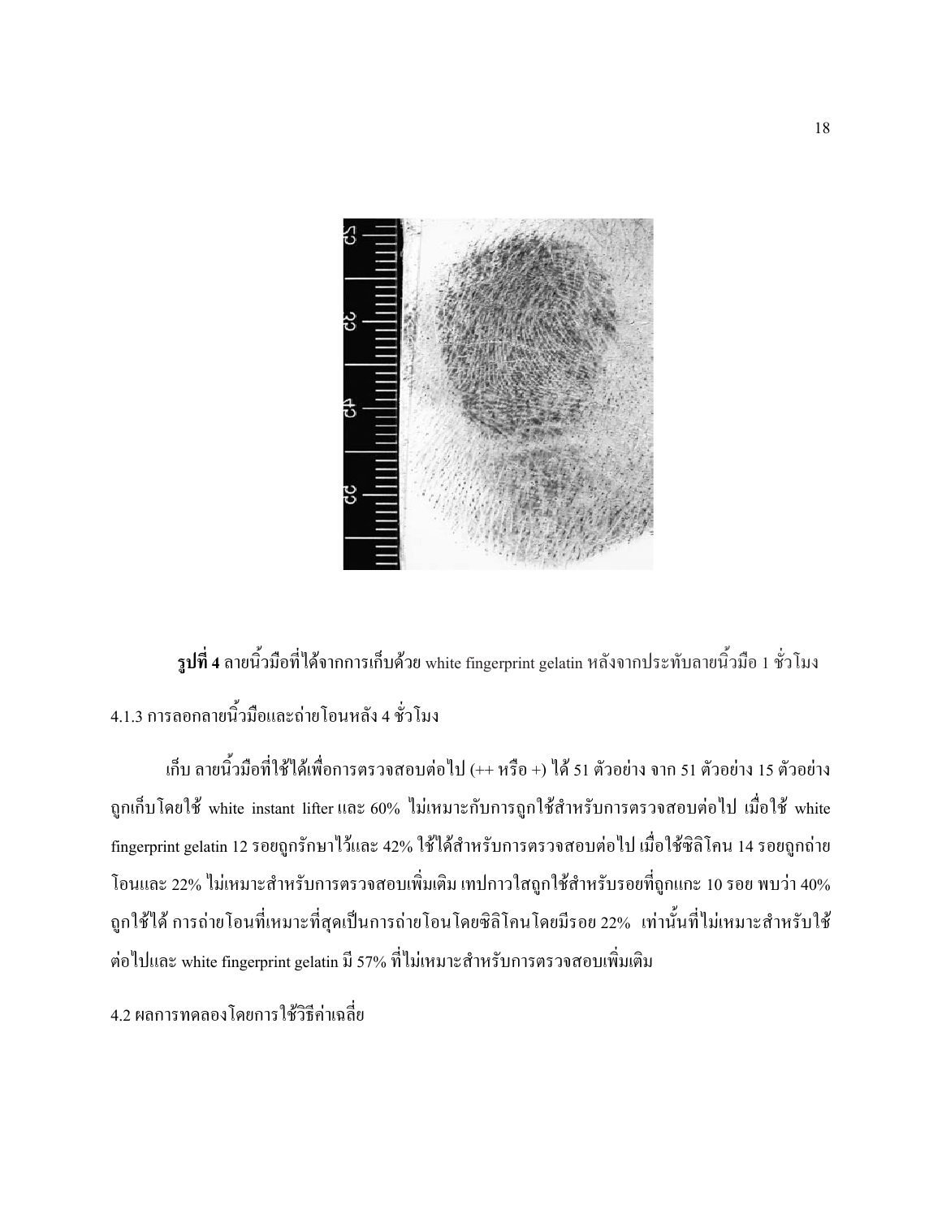**รูปที่ 4** ลายนิ้วมือที่ได้จากการเก็บด้วย white fingerprint gelatin หลังจากประทับลายนิ้วมือ 1 ชั่วโมง

4.1.3 การลอกลายนิ้วมือและถ่ายโอนหลัง 4 ชั่วโมง

เก็บ ลายนิ้วมือที่ใช้ได้เพื่อการตรวจสอบต่อไป (++ หรือ +) ได้ 51 ตัวอย่าง จาก 51 ตัวอย่าง 15 ตัวอย่างถูกเก็บโดยใช้ white instant lifter และ 60% ไม่เหมาะกับการถูกใช้สำหรับการตรวจสอบต่อไป เมื่อใช้ white fingerprint gelatin 12 รอยถูกรักษาไว้และ 42% ใช้ได้สำหรับการตรวจสอบต่อไป เมื่อใช้ซิลิโคน 14 รอยถูกถ่ายโอนและ 22% ไม่เหมาะสำหรับการตรวจสอบเพิ่มเติม เทปกาวใสถูกใช้สำหรับรอยที่ถูกแกะ 10 รอย พบว่า 40% ถูกใช้ได้ การถ่ายโอนที่เหมาะที่สุดเป็นการถ่ายโอนโดยซิลิโคนโดยมีรอย 22% เท่านั้นที่ไม่เหมาะสำหรับใช้ต่อไปและ white fingerprint gelatin มี 57% ที่ไม่เหมาะสำหรับการตรวจสอบเพิ่มเติม

4.2 ผลการทดลองโดยการใช้วิธีค่าเฉลี่ย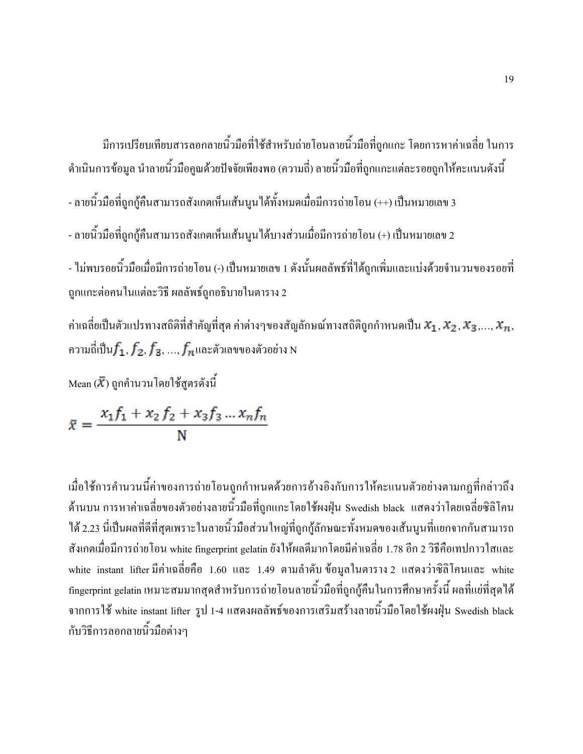มีการเปรียบเทียบสารลอกลายนิ้วมือที่ใช้สำหรับถ่ายโอนลายนิ้วมือที่ถูกแกะ โดยการหาค่าเฉลี่ย ในการดำเนินการข้อมูล นำลายนิ้วมือคูณด้วยปัจจัยเพียงพอ (ความถี่) ลายนิ้วมือที่ถูกแกะแต่ละรอยถูกให้คะแนนดังนี้

- ลายนิ้วมือที่ถูกกู้คืนสามารถสังเกตเห็นเส้นนูนได้ทั้งหมดเมื่อมีการถ่ายโอน (++) เป็นหมายเลข 3

- ลายนิ้วมือที่ถูกกู้คืนสามารถสังเกตเห็นเส้นนูนได้บางส่วนเมื่อมีการถ่ายโอน (+) เป็นหมายเลข 2

- ไม่พบรอยนิ้วมือเมื่อมีการถ่ายโอน (-) เป็นหมายเลข 1 ดังนั้นผลลัพธ์ที่ได้ถูกเพิ่มและแบ่งด้วยจำนวนของรอยที่ถูกแกะต่อคนในแต่ละวิธี ผลลัพธ์ถูกอธิบายในตาราง 2

ค่าเฉลี่ยเป็นตัวแปรทางสถิติที่สำคัญที่สุด ค่าต่างๆของสัญลักษณ์ทางสถิติถูกกำหนดเป็น $x_1, x_2, x_3, \ldots, x_n$, ความถี่เป็น $f_1, f_2, f_3, \ldots, f_n$ และตัวเลขของตัวอย่าง N

Mean ($\bar{X}$) ถูกคำนวนโดยใช้สูตรดังนี้

$$\bar{x} = \frac{x_1 f_1 + x_2 f_2 + x_3 f_3 \ldots x_n f_n}{\mathrm{N}}$$

เมื่อใช้การคำนวนนี้ค่าของการถ่ายโอนถูกกำหนดด้วยการอ้างอิงกับการให้คะแนนตัวอย่างตามกฎที่กล่าวถึงด้านบน การหาค่าเฉลี่ยของตัวอย่างลายนิ้วมือที่ถูกแกะโดยใช้ผงฝุ่น Swedish black แสดงว่าโดยเฉลี่ยซิลิโคนได้ 2.23 นี่เป็นผลที่ดีที่สุดเพราะในลายนิ้วมือส่วนใหญ่ที่ถูกกู้ลักษณะทั้งหมดของเส้นนูนที่แยกจากกันสามารถสังเกตเมื่อมีการถ่ายโอน white fingerprint gelatin ยังให้ผลดีมากโดยมีค่าเฉลี่ย 1.78 อีก 2 วิธีคือเทปกาวใสและ white instant lifter มีค่าเฉลี่ยคือ 1.60 และ 1.49 ตามลำดับ ข้อมูลในตาราง 2 แสดงว่าซิลิโคนและ white fingerprint gelatin เหมาะสมมากสุดสำหรับการถ่ายโอนลายนิ้วมือที่ถูกกู้คืนในการศึกษาครั้งนี้ ผลที่แย่ที่สุดได้จากการใช้ white instant lifter รูป 1-4 แสดงผลลัพธ์ของการเสริมสร้างลายนิ้วมือโดยใช้ผงฝุ่น Swedish black กับวิธีการลอกลายนิ้วมือต่างๆ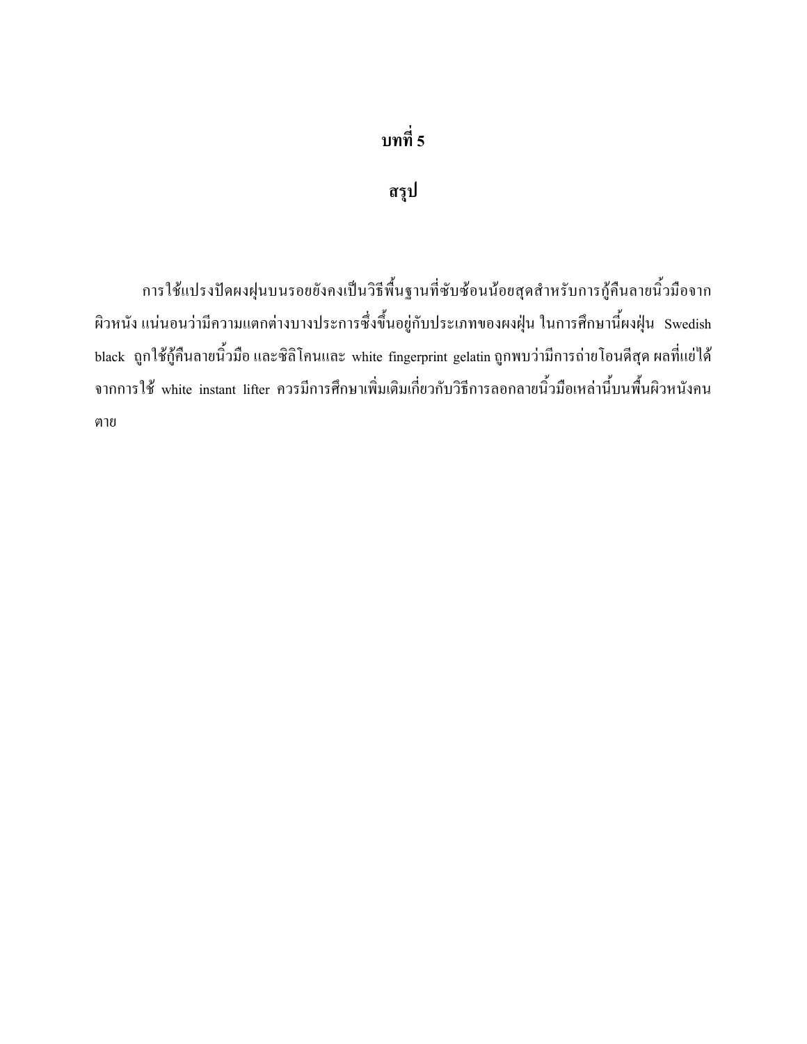# บทที่ 5

## สรุป

การใช้แปรงปัดผงฝุ่นบนรอยยังคงเป็นวิธีพื้นฐานที่ซับซ้อนน้อยสุดสำหรับการกู้คืนลายนิ้วมือจากผิวหนัง แน่นอนว่ามีความแตกต่างบางประการซึ่งขึ้นอยู่กับประเภทของผงฝุ่น ในการศึกษานี้ผงฝุ่น Swedish black ถูกใช้กู้คืนลายนิ้วมือ และซิลิโคนและ white fingerprint gelatin ถูกพบว่ามีการถ่ายโอนดีสุด ผลที่แย่ได้จากการใช้ white instant lifter ควรมีการศึกษาเพิ่มเติมเกี่ยวกับวิธีการลอกลายนิ้วมือเหล่านี้บนพื้นผิวหนังคนตาย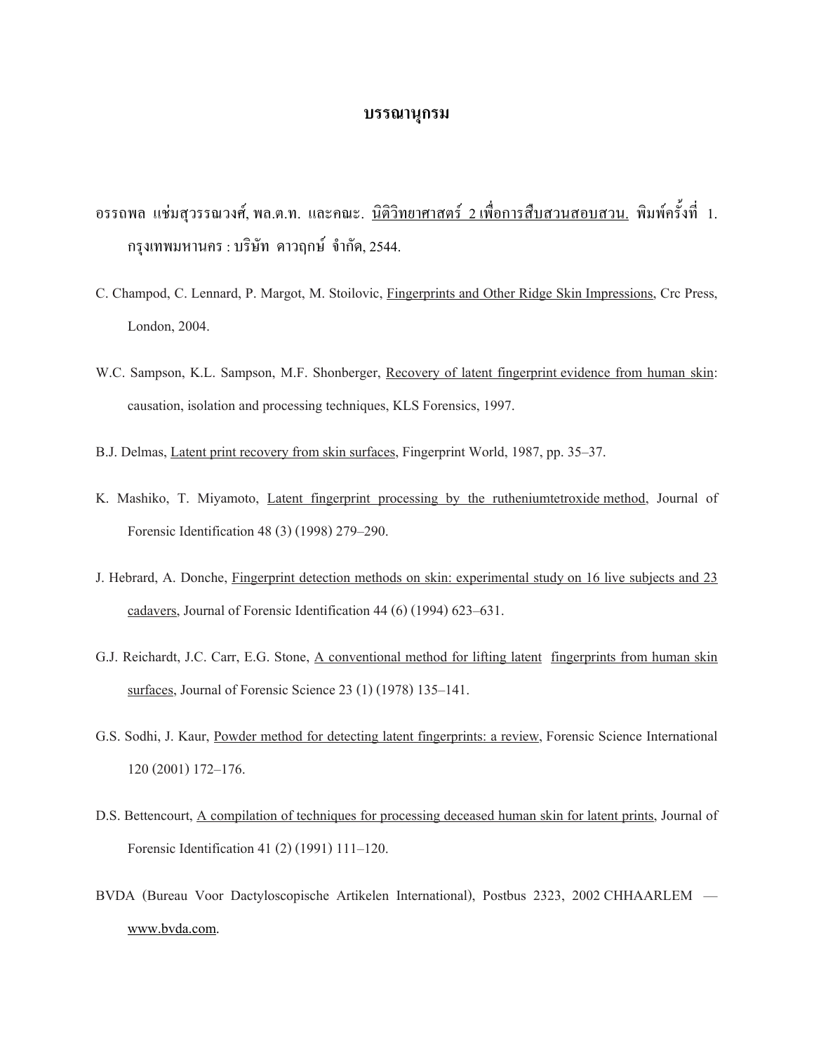# บรรณานุกรม

อรรถพล แช่มสุวรรณวงศ์, พล.ต.ท. และคณะ. <u>นิติวิทยาศาสตร์ 2 เพื่อการสืบสวนสอบสวน.</u> พิมพ์ครั้งที่ 1. กรุงเทพมหานคร : บริษัท ดาวฤกษ์ จำกัด, 2544.

C. Champod, C. Lennard, P. Margot, M. Stoilovic, <u>Fingerprints and Other Ridge Skin Impressions</u>, Crc Press, London, 2004.

W.C. Sampson, K.L. Sampson, M.F. Shonberger, <u>Recovery of latent fingerprint evidence from human skin</u>: causation, isolation and processing techniques, KLS Forensics, 1997.

B.J. Delmas, <u>Latent print recovery from skin surfaces</u>, Fingerprint World, 1987, pp. 35–37.

K. Mashiko, T. Miyamoto, <u>Latent fingerprint processing by the rutheniumtetroxide method</u>, Journal of Forensic Identification 48 (3) (1998) 279–290.

J. Hebrard, A. Donche, <u>Fingerprint detection methods on skin: experimental study on 16 live subjects and 23 cadavers</u>, Journal of Forensic Identification 44 (6) (1994) 623–631.

G.J. Reichardt, J.C. Carr, E.G. Stone, <u>A conventional method for lifting latent fingerprints from human skin surfaces</u>, Journal of Forensic Science 23 (1) (1978) 135–141.

G.S. Sodhi, J. Kaur, <u>Powder method for detecting latent fingerprints: a review</u>, Forensic Science International 120 (2001) 172–176.

D.S. Bettencourt, <u>A compilation of techniques for processing deceased human skin for latent prints</u>, Journal of Forensic Identification 41 (2) (1991) 111–120.

BVDA (Bureau Voor Dactyloscopische Artikelen International), Postbus 2323, 2002 CHHAARLEM — <u>www.bvda.com</u>.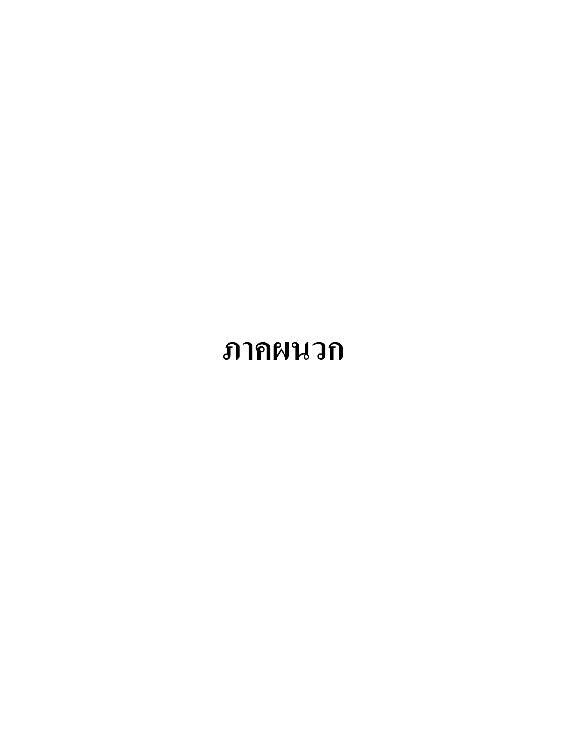# ภาคผนวก